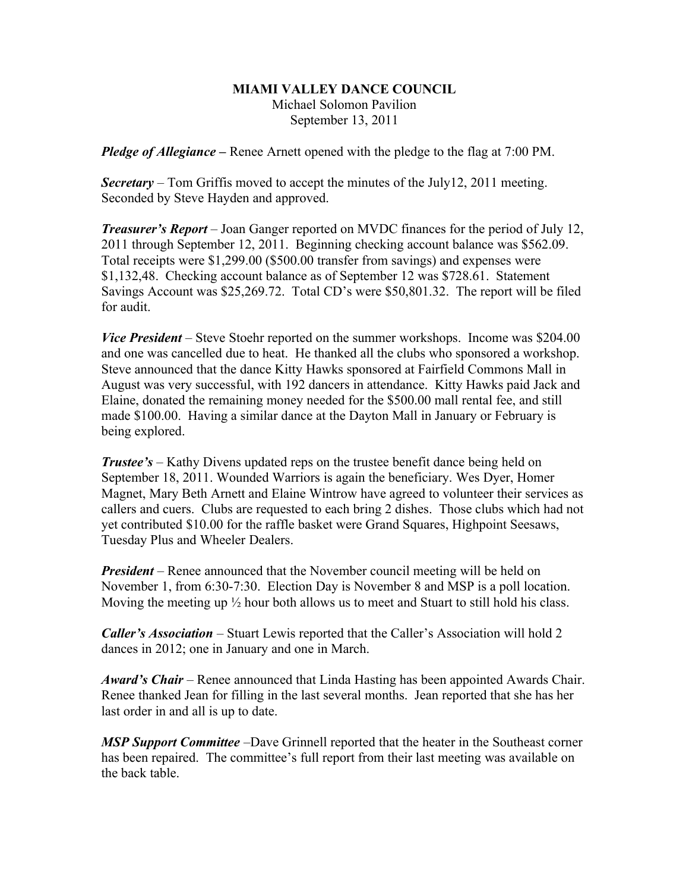**MIAMI VALLEY DANCE COUNCIL**

Michael Solomon Pavilion

September 13, 2011

***Pledge of Allegiance –*** Renee Arnett opened with the pledge to the flag at 7:00 PM.

***Secretary*** – Tom Griffis moved to accept the minutes of the July12, 2011 meeting. Seconded by Steve Hayden and approved.

***Treasurer's Report*** – Joan Ganger reported on MVDC finances for the period of July 12, 2011 through September 12, 2011. Beginning checking account balance was $562.09. Total receipts were $1,299.00 ($500.00 transfer from savings) and expenses were $1,132,48. Checking account balance as of September 12 was $728.61. Statement Savings Account was $25,269.72. Total CD's were $50,801.32. The report will be filed for audit.

***Vice President*** – Steve Stoehr reported on the summer workshops. Income was $204.00 and one was cancelled due to heat. He thanked all the clubs who sponsored a workshop. Steve announced that the dance Kitty Hawks sponsored at Fairfield Commons Mall in August was very successful, with 192 dancers in attendance. Kitty Hawks paid Jack and Elaine, donated the remaining money needed for the $500.00 mall rental fee, and still made $100.00. Having a similar dance at the Dayton Mall in January or February is being explored.

***Trustee's*** – Kathy Divens updated reps on the trustee benefit dance being held on September 18, 2011. Wounded Warriors is again the beneficiary. Wes Dyer, Homer Magnet, Mary Beth Arnett and Elaine Wintrow have agreed to volunteer their services as callers and cuers. Clubs are requested to each bring 2 dishes. Those clubs which had not yet contributed $10.00 for the raffle basket were Grand Squares, Highpoint Seesaws, Tuesday Plus and Wheeler Dealers.

***President*** – Renee announced that the November council meeting will be held on November 1, from 6:30-7:30. Election Day is November 8 and MSP is a poll location. Moving the meeting up ½ hour both allows us to meet and Stuart to still hold his class.

***Caller's Association*** – Stuart Lewis reported that the Caller's Association will hold 2 dances in 2012; one in January and one in March.

***Award's Chair*** – Renee announced that Linda Hasting has been appointed Awards Chair. Renee thanked Jean for filling in the last several months. Jean reported that she has her last order in and all is up to date.

***MSP Support Committee*** –Dave Grinnell reported that the heater in the Southeast corner has been repaired. The committee's full report from their last meeting was available on the back table.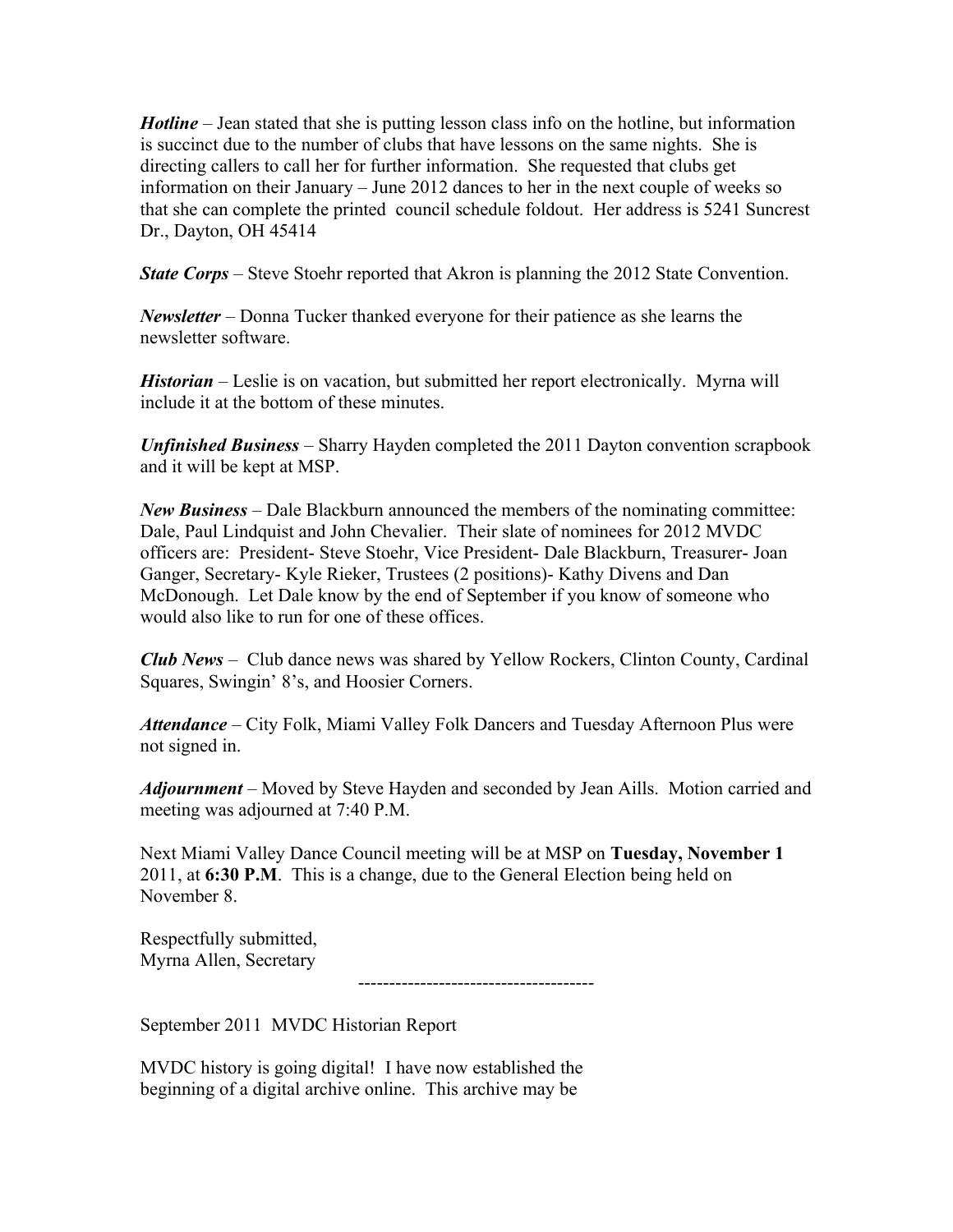***Hotline*** – Jean stated that she is putting lesson class info on the hotline, but information is succinct due to the number of clubs that have lessons on the same nights. She is directing callers to call her for further information. She requested that clubs get information on their January – June 2012 dances to her in the next couple of weeks so that she can complete the printed council schedule foldout. Her address is 5241 Suncrest Dr., Dayton, OH 45414

***State Corps*** – Steve Stoehr reported that Akron is planning the 2012 State Convention.

***Newsletter*** – Donna Tucker thanked everyone for their patience as she learns the newsletter software.

***Historian*** – Leslie is on vacation, but submitted her report electronically. Myrna will include it at the bottom of these minutes.

***Unfinished Business*** – Sharry Hayden completed the 2011 Dayton convention scrapbook and it will be kept at MSP.

***New Business*** – Dale Blackburn announced the members of the nominating committee: Dale, Paul Lindquist and John Chevalier. Their slate of nominees for 2012 MVDC officers are: President- Steve Stoehr, Vice President- Dale Blackburn, Treasurer- Joan Ganger, Secretary- Kyle Rieker, Trustees (2 positions)- Kathy Divens and Dan McDonough. Let Dale know by the end of September if you know of someone who would also like to run for one of these offices.

***Club News*** – Club dance news was shared by Yellow Rockers, Clinton County, Cardinal Squares, Swingin' 8's, and Hoosier Corners.

***Attendance*** – City Folk, Miami Valley Folk Dancers and Tuesday Afternoon Plus were not signed in.

***Adjournment*** – Moved by Steve Hayden and seconded by Jean Aills. Motion carried and meeting was adjourned at 7:40 P.M.

Next Miami Valley Dance Council meeting will be at MSP on **Tuesday, November 1** 2011, at **6:30 P.M**. This is a change, due to the General Election being held on November 8.

Respectfully submitted,
Myrna Allen, Secretary

-------------------------------------

September 2011 MVDC Historian Report

MVDC history is going digital! I have now established the beginning of a digital archive online. This archive may be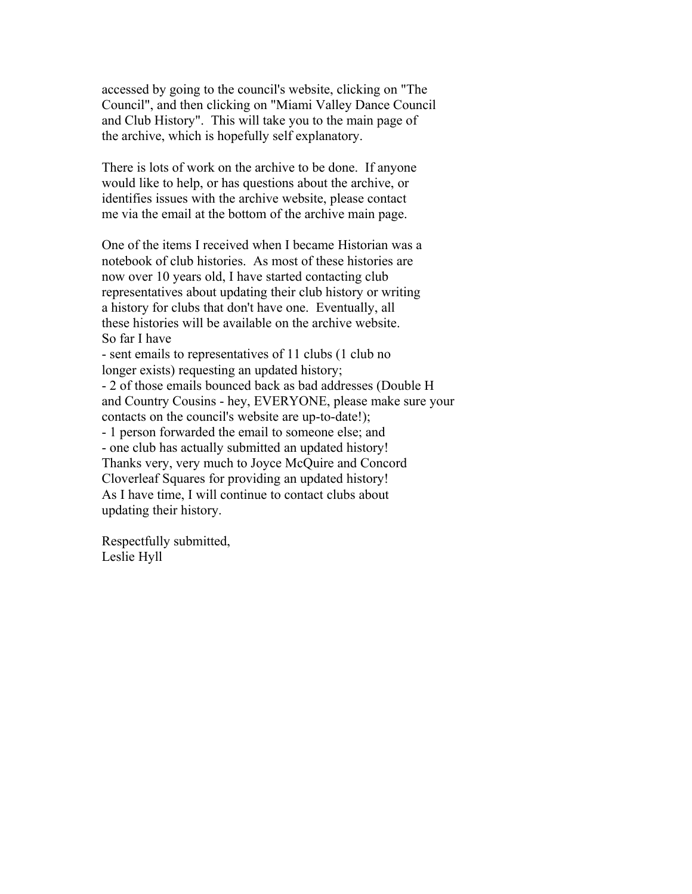accessed by going to the council's website, clicking on "The Council", and then clicking on "Miami Valley Dance Council and Club History". This will take you to the main page of the archive, which is hopefully self explanatory.

There is lots of work on the archive to be done. If anyone would like to help, or has questions about the archive, or identifies issues with the archive website, please contact me via the email at the bottom of the archive main page.

One of the items I received when I became Historian was a notebook of club histories. As most of these histories are now over 10 years old, I have started contacting club representatives about updating their club history or writing a history for clubs that don't have one. Eventually, all these histories will be available on the archive website. So far I have

- sent emails to representatives of 11 clubs (1 club no longer exists) requesting an updated history;
- 2 of those emails bounced back as bad addresses (Double H and Country Cousins - hey, EVERYONE, please make sure your contacts on the council's website are up-to-date!);
- 1 person forwarded the email to someone else; and
- one club has actually submitted an updated history!

Thanks very, very much to Joyce McQuire and Concord Cloverleaf Squares for providing an updated history! As I have time, I will continue to contact clubs about updating their history.

Respectfully submitted,
Leslie Hyll